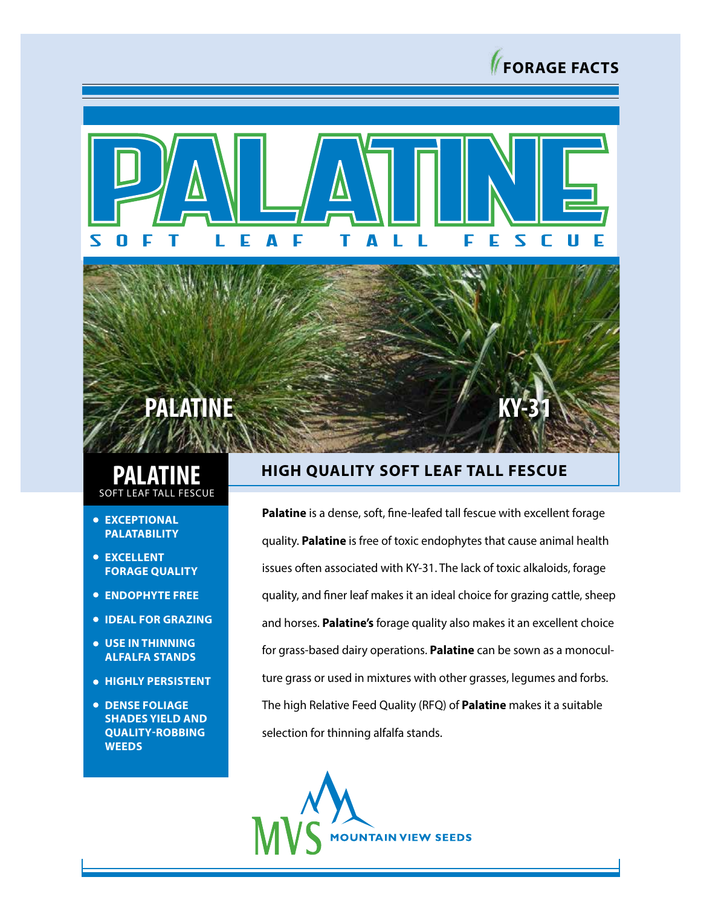FORAGE FACTS

# PALATINE

SOFT LEAF TALL FESCUE

PALATINE KY-31

## PALATINE

SOFT LEAF TALL FESCUE

- **EXCEPTIONAL PALATABILITY**
- **EXCELLENT FORAGE QUALITY**
- **ENDOPHYTE FREE**
- **IDEAL FOR GRAZING**
- **USE IN THINNING ALFALFA STANDS**
- **HIGHLY PERSISTENT**
- **DENSE FOLIAGE SHADES YIELD AND QUALITY-ROBBING WEEDS**

## HIGH QUALITY SOFT LEAF TALL FESCUE

**Palatine** is a dense, soft, fine-leafed tall fescue with excellent forage quality. **Palatine** is free of toxic endophytes that cause animal health issues often associated with KY-31. The lack of toxic alkaloids, forage quality, and finer leaf makes it an ideal choice for grazing cattle, sheep and horses. **Palatine's** forage quality also makes it an excellent choice for grass-based dairy operations. **Palatine** can be sown as a monoculture grass or used in mixtures with other grasses, legumes and forbs. The high Relative Feed Quality (RFQ) of **Palatine** makes it a suitable selection for thinning alfalfa stands.

MVS MOUNTAIN VIEW SEEDS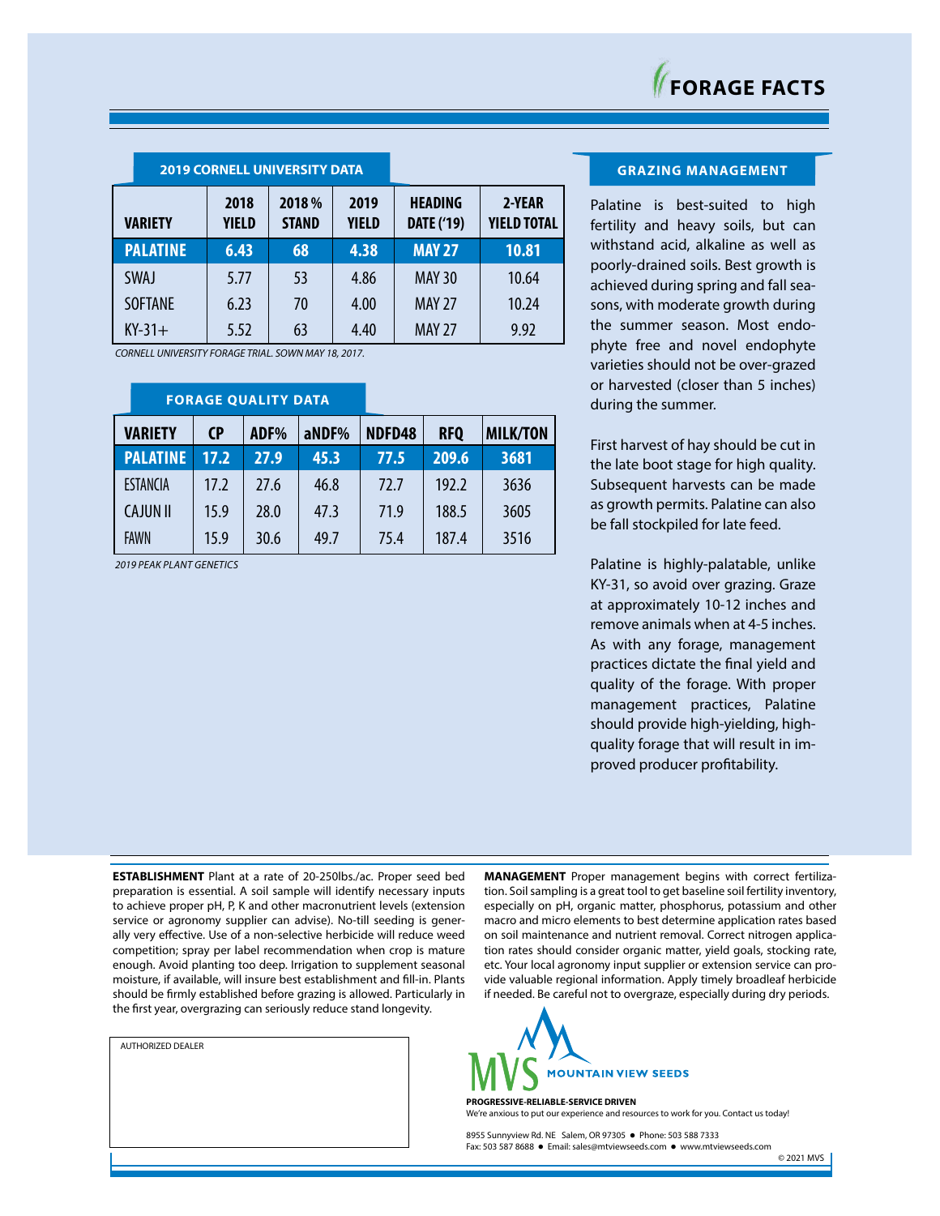# FORAGE FACTS

## 2019 CORNELL UNIVERSITY DATA

| VARIETY | 2018 YIELD | 2018 % STAND | 2019 YIELD | HEADING DATE ('19) | 2-YEAR YIELD TOTAL |
|---|---|---|---|---|---|
| **PALATINE** | **6.43** | **68** | **4.38** | **MAY 27** | **10.81** |
| SWAJ | 5.77 | 53 | 4.86 | MAY 30 | 10.64 |
| SOFTANE | 6.23 | 70 | 4.00 | MAY 27 | 10.24 |
| KY-31+ | 5.52 | 63 | 4.40 | MAY 27 | 9.92 |

*CORNELL UNIVERSITY FORAGE TRIAL. SOWN MAY 18, 2017.*

## FORAGE QUALITY DATA

| VARIETY | CP | ADF% | aNDF% | NDFD48 | RFQ | MILK/TON |
|---|---|---|---|---|---|---|
| **PALATINE** | **17.2** | **27.9** | **45.3** | **77.5** | **209.6** | **3681** |
| ESTANCIA | 17.2 | 27.6 | 46.8 | 72.7 | 192.2 | 3636 |
| CAJUN II | 15.9 | 28.0 | 47.3 | 71.9 | 188.5 | 3605 |
| FAWN | 15.9 | 30.6 | 49.7 | 75.4 | 187.4 | 3516 |

*2019 PEAK PLANT GENETICS*

## GRAZING MANAGEMENT

Palatine is best-suited to high fertility and heavy soils, but can withstand acid, alkaline as well as poorly-drained soils. Best growth is achieved during spring and fall seasons, with moderate growth during the summer season. Most endophyte free and novel endophyte varieties should not be over-grazed or harvested (closer than 5 inches) during the summer.

First harvest of hay should be cut in the late boot stage for high quality. Subsequent harvests can be made as growth permits. Palatine can also be fall stockpiled for late feed.

Palatine is highly-palatable, unlike KY-31, so avoid over grazing. Graze at approximately 10-12 inches and remove animals when at 4-5 inches. As with any forage, management practices dictate the final yield and quality of the forage. With proper management practices, Palatine should provide high-yielding, high-quality forage that will result in improved producer profitability.

**ESTABLISHMENT** Plant at a rate of 20-250lbs./ac. Proper seed bed preparation is essential. A soil sample will identify necessary inputs to achieve proper pH, P, K and other macronutrient levels (extension service or agronomy supplier can advise). No-till seeding is generally very effective. Use of a non-selective herbicide will reduce weed competition; spray per label recommendation when crop is mature enough. Avoid planting too deep. Irrigation to supplement seasonal moisture, if available, will insure best establishment and fill-in. Plants should be firmly established before grazing is allowed. Particularly in the first year, overgrazing can seriously reduce stand longevity.

**MANAGEMENT** Proper management begins with correct fertilization. Soil sampling is a great tool to get baseline soil fertility inventory, especially on pH, organic matter, phosphorus, potassium and other macro and micro elements to best determine application rates based on soil maintenance and nutrient removal. Correct nitrogen application rates should consider organic matter, yield goals, stocking rate, etc. Your local agronomy input supplier or extension service can provide valuable regional information. Apply timely broadleaf herbicide if needed. Be careful not to overgraze, especially during dry periods.

AUTHORIZED DEALER

MVS MOUNTAIN VIEW SEEDS

**PROGRESSIVE-RELIABLE-SERVICE DRIVEN**

We're anxious to put our experience and resources to work for you. Contact us today!

8955 Sunnyview Rd. NE Salem, OR 97305 • Phone: 503 588 7333
Fax: 503 587 8688 • Email: sales@mtviewseeds.com • www.mtviewseeds.com

© 2021 MVS